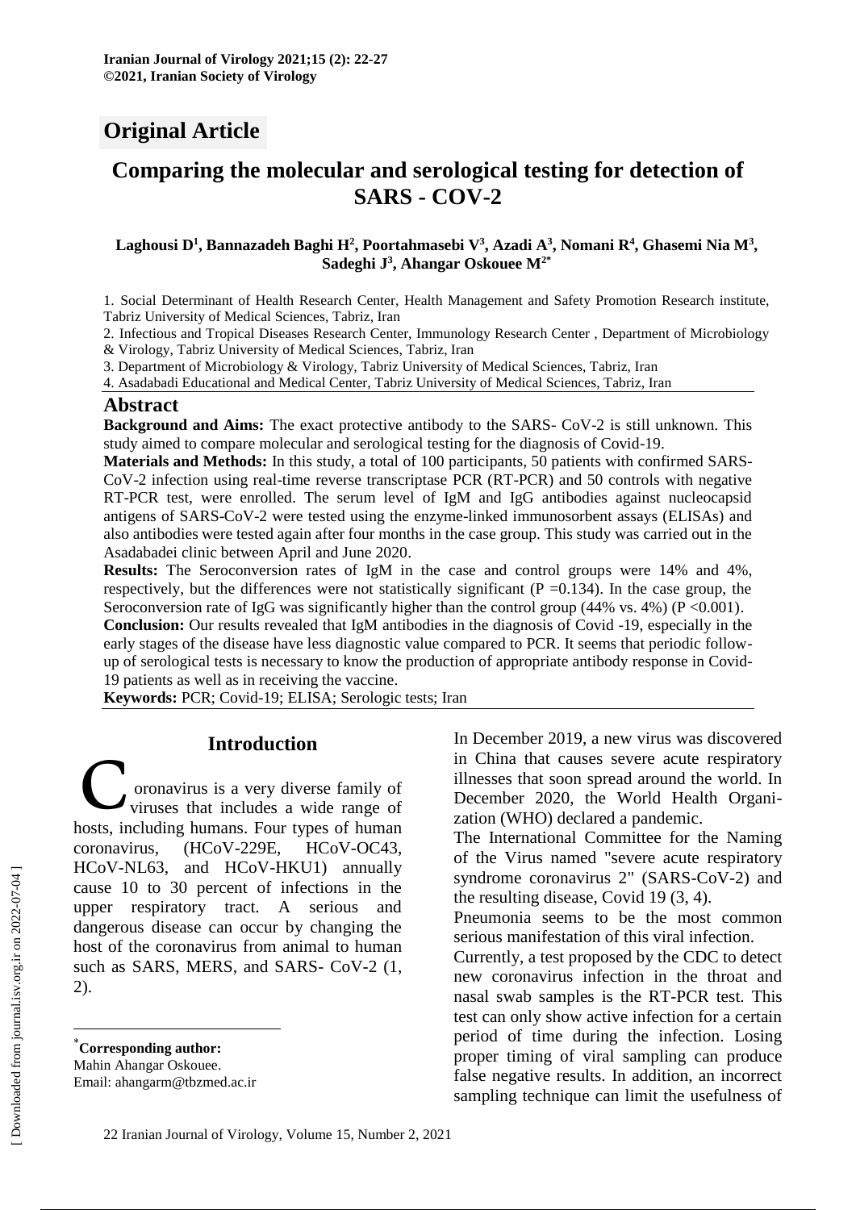**Original Article**

# Comparing the molecular and serological testing for detection of SARS - COV-2

**Laghousi D[1], Bannazadeh Baghi H[2], Poortahmasebi V[3], Azadi A[3], Nomani R[4], Ghasemi Nia M[3], Sadeghi J[3], Ahangar Oskouee M[2*]**

1. Social Determinant of Health Research Center, Health Management and Safety Promotion Research institute, Tabriz University of Medical Sciences, Tabriz, Iran
2. Infectious and Tropical Diseases Research Center, Immunology Research Center , Department of Microbiology & Virology, Tabriz University of Medical Sciences, Tabriz, Iran
3. Department of Microbiology & Virology, Tabriz University of Medical Sciences, Tabriz, Iran
4. Asadabadi Educational and Medical Center, Tabriz University of Medical Sciences, Tabriz, Iran

## Abstract

**Background and Aims:** The exact protective antibody to the SARS- CoV-2 is still unknown. This study aimed to compare molecular and serological testing for the diagnosis of Covid-19.

**Materials and Methods:** In this study, a total of 100 participants, 50 patients with confirmed SARS-CoV-2 infection using real-time reverse transcriptase PCR (RT-PCR) and 50 controls with negative RT-PCR test, were enrolled. The serum level of IgM and IgG antibodies against nucleocapsid antigens of SARS-CoV-2 were tested using the enzyme-linked immunosorbent assays (ELISAs) and also antibodies were tested again after four months in the case group. This study was carried out in the Asadabadei clinic between April and June 2020.

**Results:** The Seroconversion rates of IgM in the case and control groups were 14% and 4%, respectively, but the differences were not statistically significant ($P = 0.134$). In the case group, the Seroconversion rate of IgG was significantly higher than the control group (44% vs. 4%) ($P < 0.001$).

**Conclusion:** Our results revealed that IgM antibodies in the diagnosis of Covid -19, especially in the early stages of the disease have less diagnostic value compared to PCR. It seems that periodic follow-up of serological tests is necessary to know the production of appropriate antibody response in Covid-19 patients as well as in receiving the vaccine.

**Keywords:** PCR; Covid-19; ELISA; Serologic tests; Iran

## Introduction

Coronavirus is a very diverse family of viruses that includes a wide range of hosts, including humans. Four types of human coronavirus, (HCoV-229E, HCoV-OC43, HCoV-NL63, and HCoV-HKU1) annually cause 10 to 30 percent of infections in the upper respiratory tract. A serious and dangerous disease can occur by changing the host of the coronavirus from animal to human such as SARS, MERS, and SARS- CoV-2 (1, 2).

In December 2019, a new virus was discovered in China that causes severe acute respiratory illnesses that soon spread around the world. In December 2020, the World Health Organization (WHO) declared a pandemic.

The International Committee for the Naming of the Virus named "severe acute respiratory syndrome coronavirus 2" (SARS-CoV-2) and the resulting disease, Covid 19 (3, 4).

Pneumonia seems to be the most common serious manifestation of this viral infection.

Currently, a test proposed by the CDC to detect new coronavirus infection in the throat and nasal swab samples is the RT-PCR test. This test can only show active infection for a certain period of time during the infection. Losing proper timing of viral sampling can produce false negative results. In addition, an incorrect sampling technique can limit the usefulness of

*Corresponding author:
Mahin Ahangar Oskouee.
Email: ahangarm@tbzmed.ac.ir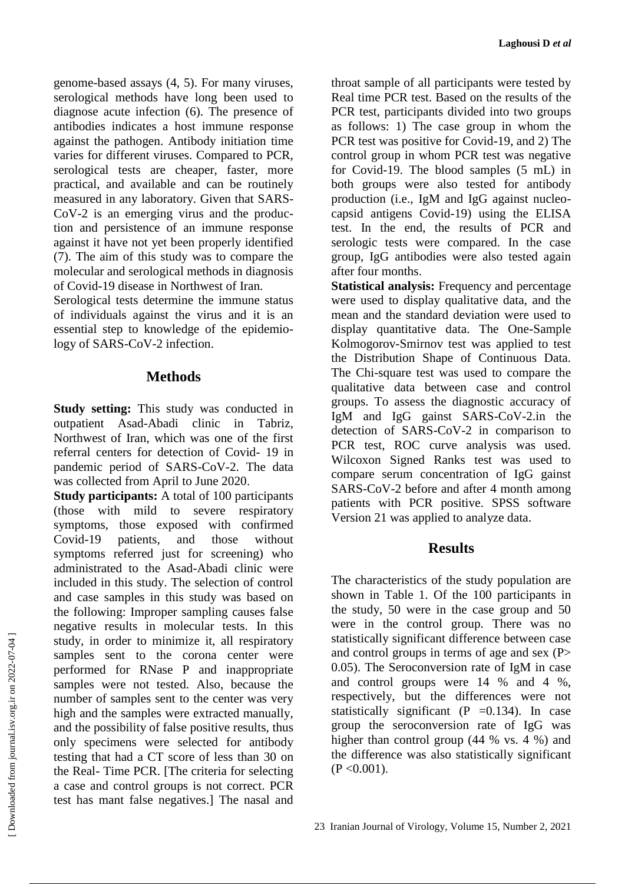genome-based assays (4, 5). For many viruses, serological methods have long been used to diagnose acute infection (6). The presence of antibodies indicates a host immune response against the pathogen. Antibody initiation time varies for different viruses. Compared to PCR, serological tests are cheaper, faster, more practical, and available and can be routinely measured in any laboratory. Given that SARS-CoV-2 is an emerging virus and the production and persistence of an immune response against it have not yet been properly identified (7). The aim of this study was to compare the molecular and serological methods in diagnosis of Covid-19 disease in Northwest of Iran.

Serological tests determine the immune status of individuals against the virus and it is an essential step to knowledge of the epidemiology of SARS-CoV-2 infection.

## Methods

**Study setting:** This study was conducted in outpatient Asad-Abadi clinic in Tabriz, Northwest of Iran, which was one of the first referral centers for detection of Covid- 19 in pandemic period of SARS-CoV-2. The data was collected from April to June 2020.

**Study participants:** A total of 100 participants (those with mild to severe respiratory symptoms, those exposed with confirmed Covid-19 patients, and those without symptoms referred just for screening) who administrated to the Asad-Abadi clinic were included in this study. The selection of control and case samples in this study was based on the following: Improper sampling causes false negative results in molecular tests. In this study, in order to minimize it, all respiratory samples sent to the corona center were performed for RNase P and inappropriate samples were not tested. Also, because the number of samples sent to the center was very high and the samples were extracted manually, and the possibility of false positive results, thus only specimens were selected for antibody testing that had a CT score of less than 30 on the Real- Time PCR. [The criteria for selecting a case and control groups is not correct. PCR test has mant false negatives.] The nasal and throat sample of all participants were tested by Real time PCR test. Based on the results of the PCR test, participants divided into two groups as follows: 1) The case group in whom the PCR test was positive for Covid-19, and 2) The control group in whom PCR test was negative for Covid-19. The blood samples (5 mL) in both groups were also tested for antibody production (i.e., IgM and IgG against nucleo-capsid antigens Covid-19) using the ELISA test. In the end, the results of PCR and serologic tests were compared. In the case group, IgG antibodies were also tested again after four months.

**Statistical analysis:** Frequency and percentage were used to display qualitative data, and the mean and the standard deviation were used to display quantitative data. The One-Sample Kolmogorov-Smirnov test was applied to test the Distribution Shape of Continuous Data. The Chi-square test was used to compare the qualitative data between case and control groups. To assess the diagnostic accuracy of IgM and IgG gainst SARS-CoV-2.in the detection of SARS-CoV-2 in comparison to PCR test, ROC curve analysis was used. Wilcoxon Signed Ranks test was used to compare serum concentration of IgG gainst SARS-CoV-2 before and after 4 month among patients with PCR positive. SPSS software Version 21 was applied to analyze data.

## Results

The characteristics of the study population are shown in Table 1. Of the 100 participants in the study, 50 were in the case group and 50 were in the control group. There was no statistically significant difference between case and control groups in terms of age and sex ($P > 0.05$). The Seroconversion rate of IgM in case and control groups were 14 % and 4 %, respectively, but the differences were not statistically significant ($P = 0.134$). In case group the seroconversion rate of IgG was higher than control group (44 % vs. 4 %) and the difference was also statistically significant ($P < 0.001$).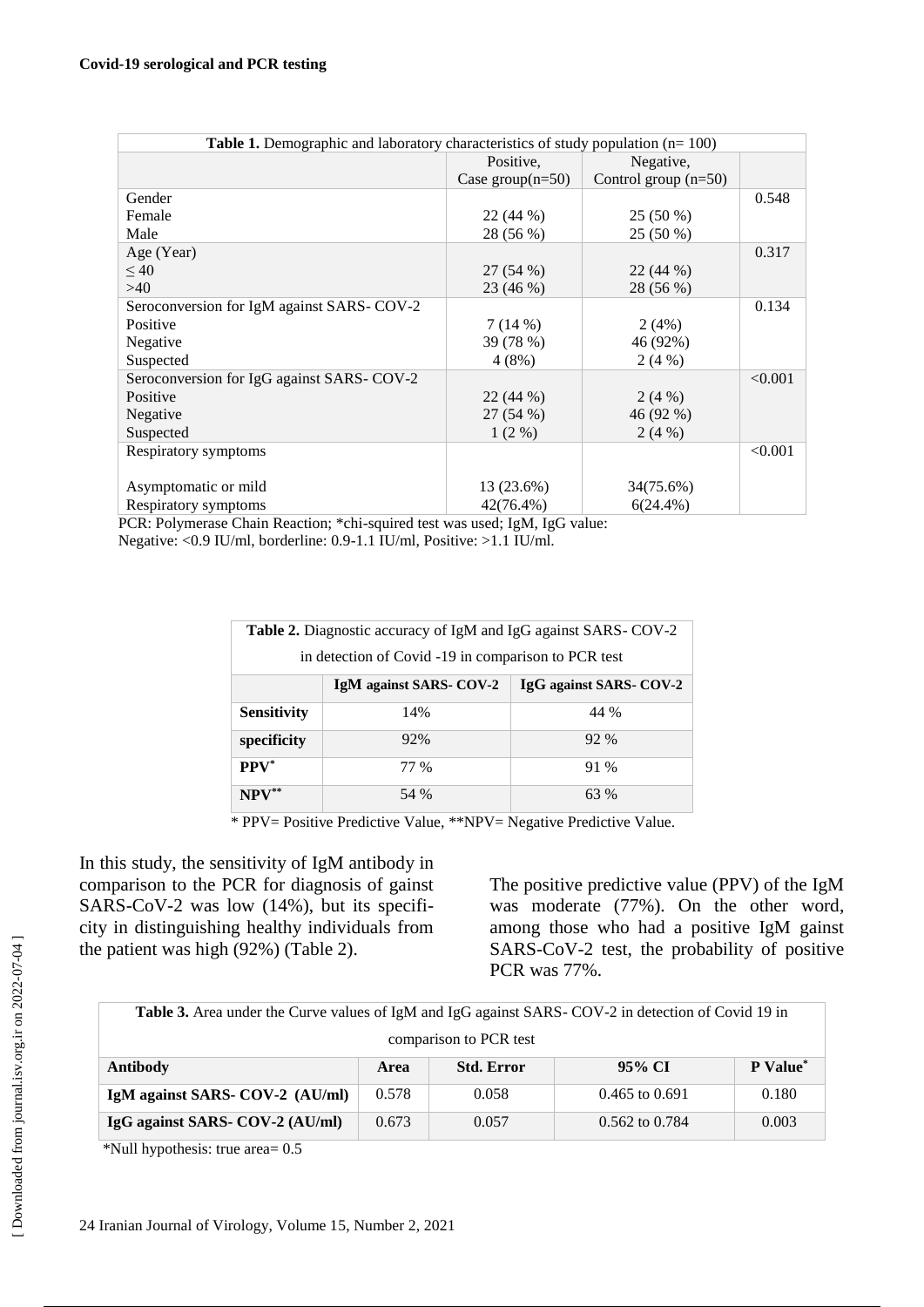**Table 1.** Demographic and laboratory characteristics of study population (n= 100)

| | Positive, Case group(n=50) | Negative, Control group (n=50) | |
|---|---|---|---|
| Gender | | | 0.548 |
| Female | 22 (44 %) | 25 (50 %) | |
| Male | 28 (56 %) | 25 (50 %) | |
| Age (Year) | | | 0.317 |
| ≤ 40 | 27 (54 %) | 22 (44 %) | |
| >40 | 23 (46 %) | 28 (56 %) | |
| Seroconversion for IgM against SARS- COV-2 | | | 0.134 |
| Positive | 7 (14 %) | 2 (4%) | |
| Negative | 39 (78 %) | 46 (92%) | |
| Suspected | 4 (8%) | 2 (4 %) | |
| Seroconversion for IgG against SARS- COV-2 | | | <0.001 |
| Positive | 22 (44 %) | 2 (4 %) | |
| Negative | 27 (54 %) | 46 (92 %) | |
| Suspected | 1 (2 %) | 2 (4 %) | |
| Respiratory symptoms | | | <0.001 |
| Asymptomatic or mild | 13 (23.6%) | 34(75.6%) | |
| Respiratory symptoms | 42(76.4%) | 6(24.4%) | |

PCR: Polymerase Chain Reaction; *chi-squired test was used; IgM, IgG value: Negative: <0.9 IU/ml, borderline: 0.9-1.1 IU/ml, Positive: >1.1 IU/ml.

**Table 2.** Diagnostic accuracy of IgM and IgG against SARS- COV-2 in detection of Covid -19 in comparison to PCR test

| | IgM against SARS- COV-2 | IgG against SARS- COV-2 |
|---|---|---|
| **Sensitivity** | 14% | 44 % |
| **specificity** | 92% | 92 % |
| **PPV*** | 77 % | 91 % |
| **NPV**** | 54 % | 63 % |

* PPV= Positive Predictive Value, **NPV= Negative Predictive Value.

In this study, the sensitivity of IgM antibody in comparison to the PCR for diagnosis of gainst SARS-CoV-2 was low (14%), but its specificity in distinguishing healthy individuals from the patient was high (92%) (Table 2).

The positive predictive value (PPV) of the IgM was moderate (77%). On the other word, among those who had a positive IgM gainst SARS-CoV-2 test, the probability of positive PCR was 77%.

**Table 3.** Area under the Curve values of IgM and IgG against SARS- COV-2 in detection of Covid 19 in comparison to PCR test

| Antibody | Area | Std. Error | 95% CI | P Value* |
|---|---|---|---|---|
| **IgM against SARS- COV-2 (AU/ml)** | 0.578 | 0.058 | 0.465 to 0.691 | 0.180 |
| **IgG against SARS- COV-2 (AU/ml)** | 0.673 | 0.057 | 0.562 to 0.784 | 0.003 |

*Null hypothesis: true area= 0.5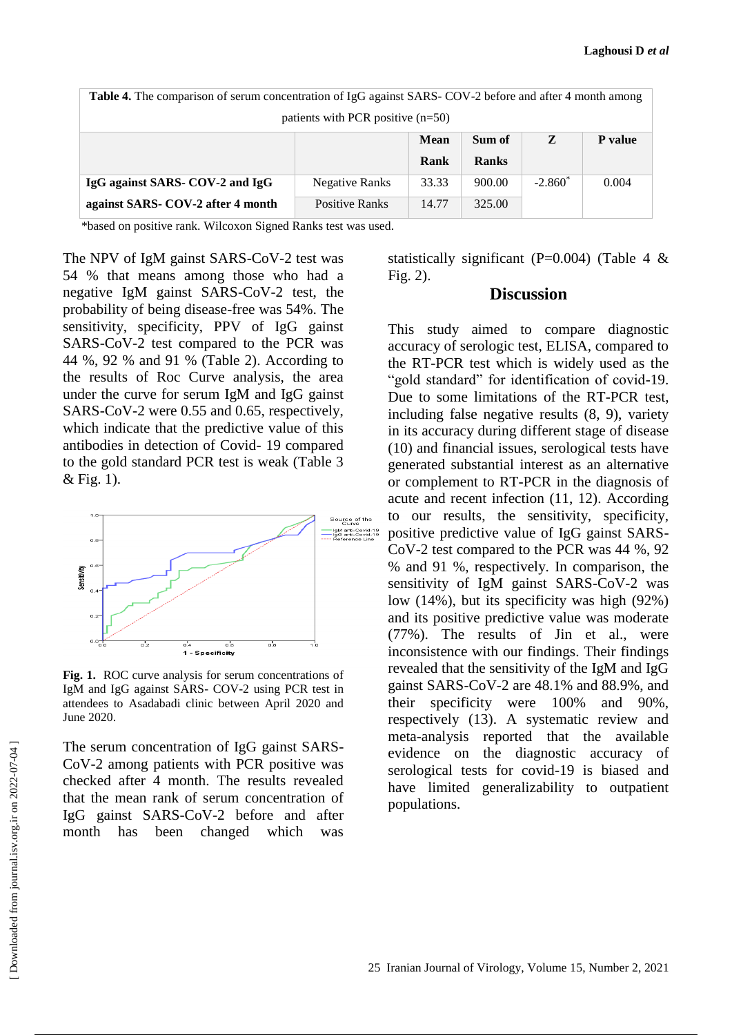**Table 4.** The comparison of serum concentration of IgG against SARS- COV-2 before and after 4 month among patients with PCR positive (n=50)

| | | Mean Rank | Sum of Ranks | Z | P value |
|---|---|---|---|---|---|
| **IgG against SARS- COV-2 and IgG against SARS- COV-2 after 4 month** | Negative Ranks | 33.33 | 900.00 | -2.860* | 0.004 |
| | Positive Ranks | 14.77 | 325.00 | | |

*based on positive rank. Wilcoxon Signed Ranks test was used.

The NPV of IgM gainst SARS-CoV-2 test was 54 % that means among those who had a negative IgM gainst SARS-CoV-2 test, the probability of being disease-free was 54%. The sensitivity, specificity, PPV of IgG gainst SARS-CoV-2 test compared to the PCR was 44 %, 92 % and 91 % (Table 2). According to the results of Roc Curve analysis, the area under the curve for serum IgM and IgG gainst SARS-CoV-2 were 0.55 and 0.65, respectively, which indicate that the predictive value of this antibodies in detection of Covid- 19 compared to the gold standard PCR test is weak (Table 3 & Fig. 1).

**Fig. 1.** ROC curve analysis for serum concentrations of IgM and IgG against SARS- COV-2 using PCR test in attendees to Asadabadi clinic between April 2020 and June 2020.

The serum concentration of IgG gainst SARS-CoV-2 among patients with PCR positive was checked after 4 month. The results revealed that the mean rank of serum concentration of IgG gainst SARS-CoV-2 before and after month has been changed which was statistically significant (P=0.004) (Table 4 & Fig. 2).

## Discussion

This study aimed to compare diagnostic accuracy of serologic test, ELISA, compared to the RT-PCR test which is widely used as the "gold standard" for identification of covid-19. Due to some limitations of the RT-PCR test, including false negative results (8, 9), variety in its accuracy during different stage of disease (10) and financial issues, serological tests have generated substantial interest as an alternative or complement to RT-PCR in the diagnosis of acute and recent infection (11, 12). According to our results, the sensitivity, specificity, positive predictive value of IgG gainst SARS-CoV-2 test compared to the PCR was 44 %, 92 % and 91 %, respectively. In comparison, the sensitivity of IgM gainst SARS-CoV-2 was low (14%), but its specificity was high (92%) and its positive predictive value was moderate (77%). The results of Jin et al., were inconsistence with our findings. Their findings revealed that the sensitivity of the IgM and IgG gainst SARS-CoV-2 are 48.1% and 88.9%, and their specificity were 100% and 90%, respectively (13). A systematic review and meta-analysis reported that the available evidence on the diagnostic accuracy of serological tests for covid-19 is biased and have limited generalizability to outpatient populations.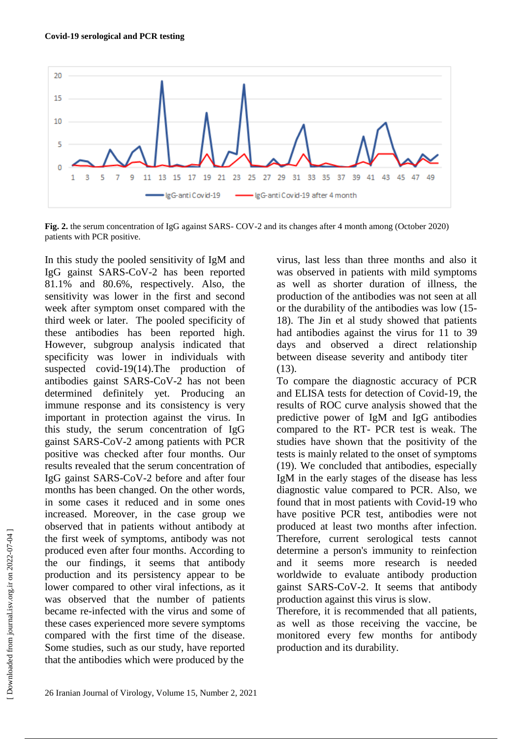**Fig. 2.** the serum concentration of IgG against SARS- COV-2 and its changes after 4 month among (October 2020) patients with PCR positive.

In this study the pooled sensitivity of IgM and IgG gainst SARS-CoV-2 has been reported 81.1% and 80.6%, respectively. Also, the sensitivity was lower in the first and second week after symptom onset compared with the third week or later. The pooled specificity of these antibodies has been reported high. However, subgroup analysis indicated that specificity was lower in individuals with suspected covid-19(14).The production of antibodies gainst SARS-CoV-2 has not been determined definitely yet. Producing an immune response and its consistency is very important in protection against the virus. In this study, the serum concentration of IgG gainst SARS-CoV-2 among patients with PCR positive was checked after four months. Our results revealed that the serum concentration of IgG gainst SARS-CoV-2 before and after four months has been changed. On the other words, in some cases it reduced and in some ones increased. Moreover, in the case group we observed that in patients without antibody at the first week of symptoms, antibody was not produced even after four months. According to the our findings, it seems that antibody production and its persistency appear to be lower compared to other viral infections, as it was observed that the number of patients became re-infected with the virus and some of these cases experienced more severe symptoms compared with the first time of the disease. Some studies, such as our study, have reported that the antibodies which were produced by the virus, last less than three months and also it was observed in patients with mild symptoms as well as shorter duration of illness, the production of the antibodies was not seen at all or the durability of the antibodies was low (15-18). The Jin et al study showed that patients had antibodies against the virus for 11 to 39 days and observed a direct relationship between disease severity and antibody titer (13).

To compare the diagnostic accuracy of PCR and ELISA tests for detection of Covid-19, the results of ROC curve analysis showed that the predictive power of IgM and IgG antibodies compared to the RT- PCR test is weak. The studies have shown that the positivity of the tests is mainly related to the onset of symptoms (19). We concluded that antibodies, especially IgM in the early stages of the disease has less diagnostic value compared to PCR. Also, we found that in most patients with Covid-19 who have positive PCR test, antibodies were not produced at least two months after infection. Therefore, current serological tests cannot determine a person's immunity to reinfection and it seems more research is needed worldwide to evaluate antibody production gainst SARS-CoV-2. It seems that antibody production against this virus is slow.

Therefore, it is recommended that all patients, as well as those receiving the vaccine, be monitored every few months for antibody production and its durability.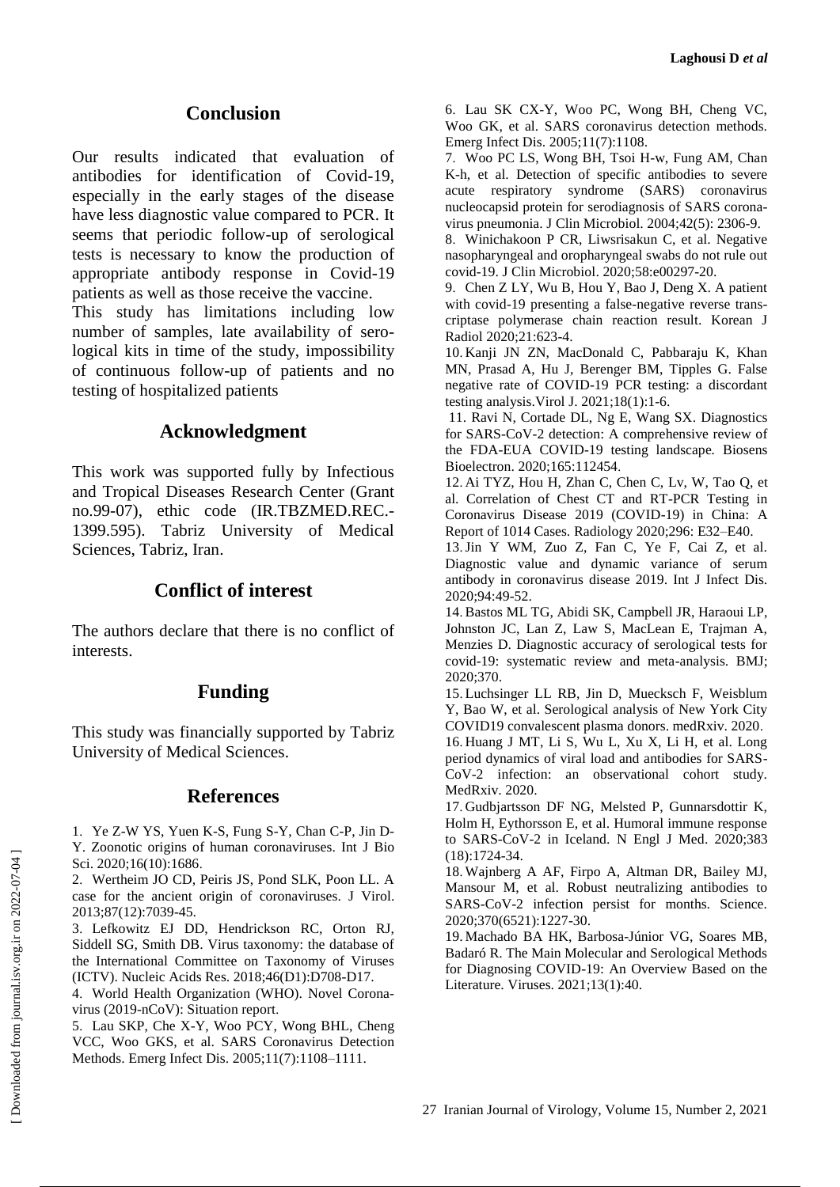## Conclusion

Our results indicated that evaluation of antibodies for identification of Covid-19, especially in the early stages of the disease have less diagnostic value compared to PCR. It seems that periodic follow-up of serological tests is necessary to know the production of appropriate antibody response in Covid-19 patients as well as those receive the vaccine.

This study has limitations including low number of samples, late availability of serological kits in time of the study, impossibility of continuous follow-up of patients and no testing of hospitalized patients

## Acknowledgment

This work was supported fully by Infectious and Tropical Diseases Research Center (Grant no.99-07), ethic code (IR.TBZMED.REC.-1399.595). Tabriz University of Medical Sciences, Tabriz, Iran.

## Conflict of interest

The authors declare that there is no conflict of interests.

## Funding

This study was financially supported by Tabriz University of Medical Sciences.

## References

1. Ye Z-W YS, Yuen K-S, Fung S-Y, Chan C-P, Jin D-Y. Zoonotic origins of human coronaviruses. Int J Bio Sci. 2020;16(10):1686.
2. Wertheim JO CD, Peiris JS, Pond SLK, Poon LL. A case for the ancient origin of coronaviruses. J Virol. 2013;87(12):7039-45.
3. Lefkowitz EJ DD, Hendrickson RC, Orton RJ, Siddell SG, Smith DB. Virus taxonomy: the database of the International Committee on Taxonomy of Viruses (ICTV). Nucleic Acids Res. 2018;46(D1):D708-D17.
4. World Health Organization (WHO). Novel Coronavirus (2019-nCoV): Situation report.
5. Lau SKP, Che X-Y, Woo PCY, Wong BHL, Cheng VCC, Woo GKS, et al. SARS Coronavirus Detection Methods. Emerg Infect Dis. 2005;11(7):1108–1111.
6. Lau SK CX-Y, Woo PC, Wong BH, Cheng VC, Woo GK, et al. SARS coronavirus detection methods. Emerg Infect Dis. 2005;11(7):1108.
7. Woo PC LS, Wong BH, Tsoi H-w, Fung AM, Chan K-h, et al. Detection of specific antibodies to severe acute respiratory syndrome (SARS) coronavirus nucleocapsid protein for serodiagnosis of SARS coronavirus pneumonia. J Clin Microbiol. 2004;42(5): 2306-9.
8. Winichakoon P CR, Liwsrisakun C, et al. Negative nasopharyngeal and oropharyngeal swabs do not rule out covid-19. J Clin Microbiol. 2020;58:e00297-20.
9. Chen Z LY, Wu B, Hou Y, Bao J, Deng X. A patient with covid-19 presenting a false-negative reverse transcriptase polymerase chain reaction result. Korean J Radiol 2020;21:623-4.
10. Kanji JN ZN, MacDonald C, Pabbaraju K, Khan MN, Prasad A, Hu J, Berenger BM, Tipples G. False negative rate of COVID-19 PCR testing: a discordant testing analysis.Virol J. 2021;18(1):1-6.
11. Ravi N, Cortade DL, Ng E, Wang SX. Diagnostics for SARS-CoV-2 detection: A comprehensive review of the FDA-EUA COVID-19 testing landscape. Biosens Bioelectron. 2020;165:112454.
12. Ai TYZ, Hou H, Zhan C, Chen C, Lv, W, Tao Q, et al. Correlation of Chest CT and RT-PCR Testing in Coronavirus Disease 2019 (COVID-19) in China: A Report of 1014 Cases. Radiology 2020;296: E32–E40.
13. Jin Y WM, Zuo Z, Fan C, Ye F, Cai Z, et al. Diagnostic value and dynamic variance of serum antibody in coronavirus disease 2019. Int J Infect Dis. 2020;94:49-52.
14. Bastos ML TG, Abidi SK, Campbell JR, Haraoui LP, Johnston JC, Lan Z, Law S, MacLean E, Trajman A, Menzies D. Diagnostic accuracy of serological tests for covid-19: systematic review and meta-analysis. BMJ; 2020;370.
15. Luchsinger LL RB, Jin D, Muecksch F, Weisblum Y, Bao W, et al. Serological analysis of New York City COVID19 convalescent plasma donors. medRxiv. 2020.
16. Huang J MT, Li S, Wu L, Xu X, Li H, et al. Long period dynamics of viral load and antibodies for SARS-CoV-2 infection: an observational cohort study. MedRxiv. 2020.
17. Gudbjartsson DF NG, Melsted P, Gunnarsdottir K, Holm H, Eythorsson E, et al. Humoral immune response to SARS-CoV-2 in Iceland. N Engl J Med. 2020;383 (18):1724-34.
18. Wajnberg A AF, Firpo A, Altman DR, Bailey MJ, Mansour M, et al. Robust neutralizing antibodies to SARS-CoV-2 infection persist for months. Science. 2020;370(6521):1227-30.
19. Machado BA HK, Barbosa-Júnior VG, Soares MB, Badaró R. The Main Molecular and Serological Methods for Diagnosing COVID-19: An Overview Based on the Literature. Viruses. 2021;13(1):40.